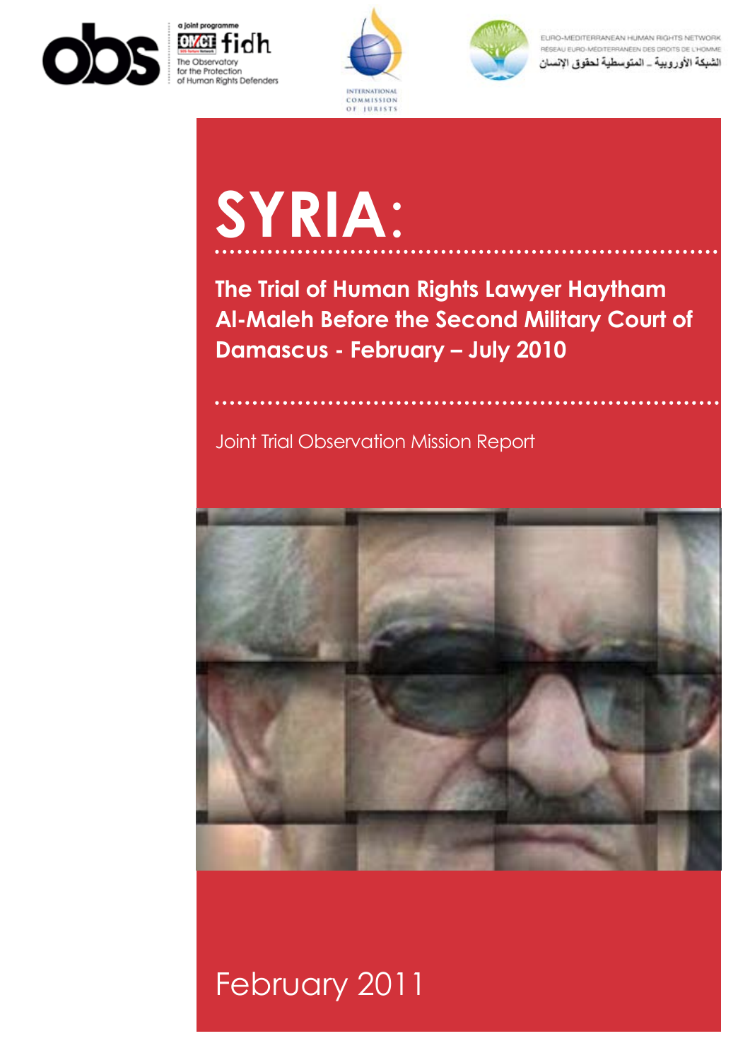a joint programme

OMCT fidh

The Observatory for the Protection of Human Rights Defenders

INTERNATIONAL COMMISSION OF JURISTS

EURO-MEDITERRANEAN HUMAN RIGHTS NETWORK
RÉSEAU EURO-MÉDITERRANÉEN DES DROITS DE L'HOMME
الشبكة الأوروبية ـ المتوسطية لحقوق الإنسان

# SYRIA:

## The Trial of Human Rights Lawyer Haytham Al-Maleh Before the Second Military Court of Damascus - February – July 2010

Joint Trial Observation Mission Report

February 2011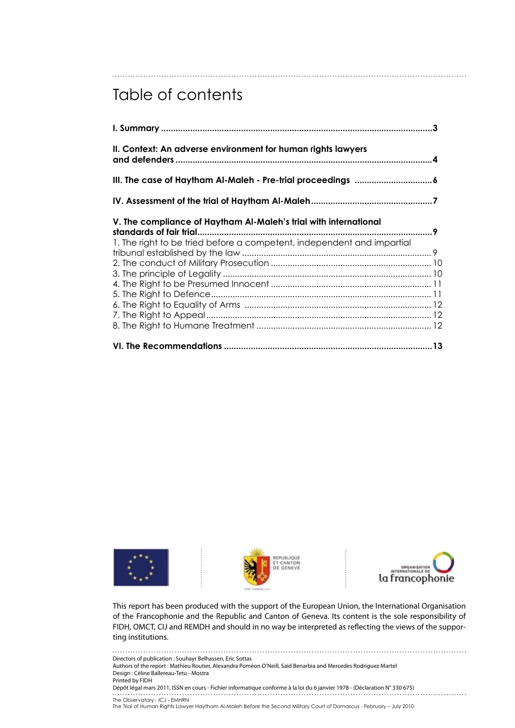# Table of contents

| | |
|---|---|
| **I. Summary** | **3** |
| **II. Context: An adverse environment for human rights lawyers and defenders** | **4** |
| **III. The case of Haytham Al-Maleh - Pre-trial proceedings** | **6** |
| **IV. Assessment of the trial of Haytham Al-Maleh** | **7** |
| **V. The compliance of Haytham Al-Maleh's trial with international standards of fair trial** | **9** |
| 1. The right to be tried before a competent, independent and impartial tribunal established by the law | 9 |
| 2. The conduct of Military Prosecution | 10 |
| 3. The principle of Legality | 10 |
| 4. The Right to be Presumed Innocent | 11 |
| 5. The Right to Defence | 11 |
| 6. The Right to Equality of Arms | 12 |
| 7. The Right to Appeal | 12 |
| 8. The Right to Humane Treatment | 12 |
| **VI. The Recommendations** | **13** |

This report has been produced with the support of the European Union, the International Organisation of the Francophonie and the Republic and Canton of Geneva. Its content is the sole responsibility of FIDH, OMCT, CIJ and REMDH and should in no way be interpreted as reflecting the views of the supporting institutions.

Directors of publication : Souhayr Belhassen, Eric Sottas
Authors of the report : Mathieu Routier, Alexandra Poméon O'Neill, Said Benarbia and Mercedes Rodriguez Martel
Design : Céline Ballereau-Tetu - Mostra
Printed by FIDH
Dépôt légal mars 2011, ISSN en cours - Fichier informatique conforme à la loi du 6 janvier 1978 - (Déclaration N° 330 675)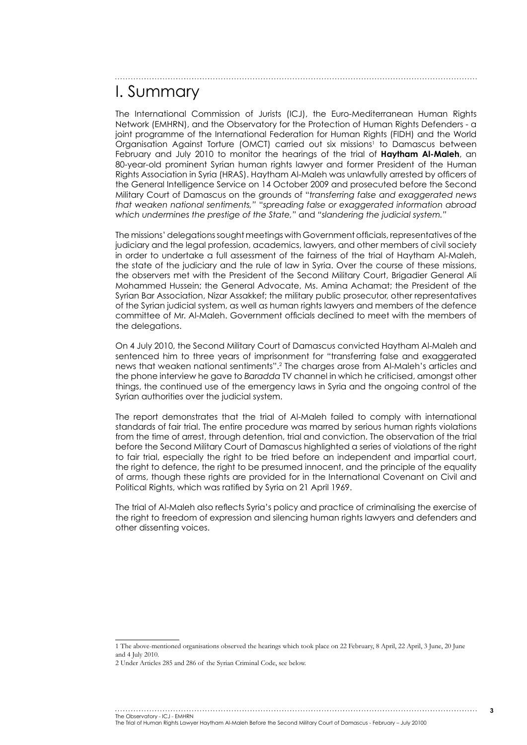# I. Summary

The International Commission of Jurists (ICJ), the Euro-Mediterranean Human Rights Network (EMHRN), and the Observatory for the Protection of Human Rights Defenders - a joint programme of the International Federation for Human Rights (FIDH) and the World Organisation Against Torture (OMCT) carried out six missions[1] to Damascus between February and July 2010 to monitor the hearings of the trial of **Haytham Al-Maleh**, an 80-year-old prominent Syrian human rights lawyer and former President of the Human Rights Association in Syria (HRAS). Haytham Al-Maleh was unlawfully arrested by officers of the General Intelligence Service on 14 October 2009 and prosecuted before the Second Military Court of Damascus on the grounds of "*transferring false and exaggerated news that weaken national sentiments,*" "*spreading false or exaggerated information abroad which undermines the prestige of the State,*" and "*slandering the judicial system.*"

The missions' delegations sought meetings with Government officials, representatives of the judiciary and the legal profession, academics, lawyers, and other members of civil society in order to undertake a full assessment of the fairness of the trial of Haytham Al-Maleh, the state of the judiciary and the rule of law in Syria. Over the course of these missions, the observers met with the President of the Second Military Court, Brigadier General Ali Mohammed Hussein; the General Advocate, Ms. Amina Achamat; the President of the Syrian Bar Association, Nizar Assakkef; the military public prosecutor, other representatives of the Syrian judicial system, as well as human rights lawyers and members of the defence committee of Mr. Al-Maleh. Government officials declined to meet with the members of the delegations.

On 4 July 2010, the Second Military Court of Damascus convicted Haytham Al-Maleh and sentenced him to three years of imprisonment for "transferring false and exaggerated news that weaken national sentiments".[2] The charges arose from Al-Maleh's articles and the phone interview he gave to *Baradda* TV channel in which he criticised, amongst other things, the continued use of the emergency laws in Syria and the ongoing control of the Syrian authorities over the judicial system.

The report demonstrates that the trial of Al-Maleh failed to comply with international standards of fair trial. The entire procedure was marred by serious human rights violations from the time of arrest, through detention, trial and conviction. The observation of the trial before the Second Military Court of Damascus highlighted a series of violations of the right to fair trial, especially the right to be tried before an independent and impartial court, the right to defence, the right to be presumed innocent, and the principle of the equality of arms, though these rights are provided for in the International Covenant on Civil and Political Rights, which was ratified by Syria on 21 April 1969.

The trial of Al-Maleh also reflects Syria's policy and practice of criminalising the exercise of the right to freedom of expression and silencing human rights lawyers and defenders and other dissenting voices.

---

[1] The above-mentioned organisations observed the hearings which took place on 22 February, 8 April, 22 April, 3 June, 20 June and 4 July 2010.

[2] Under Articles 285 and 286 of the Syrian Criminal Code, see below.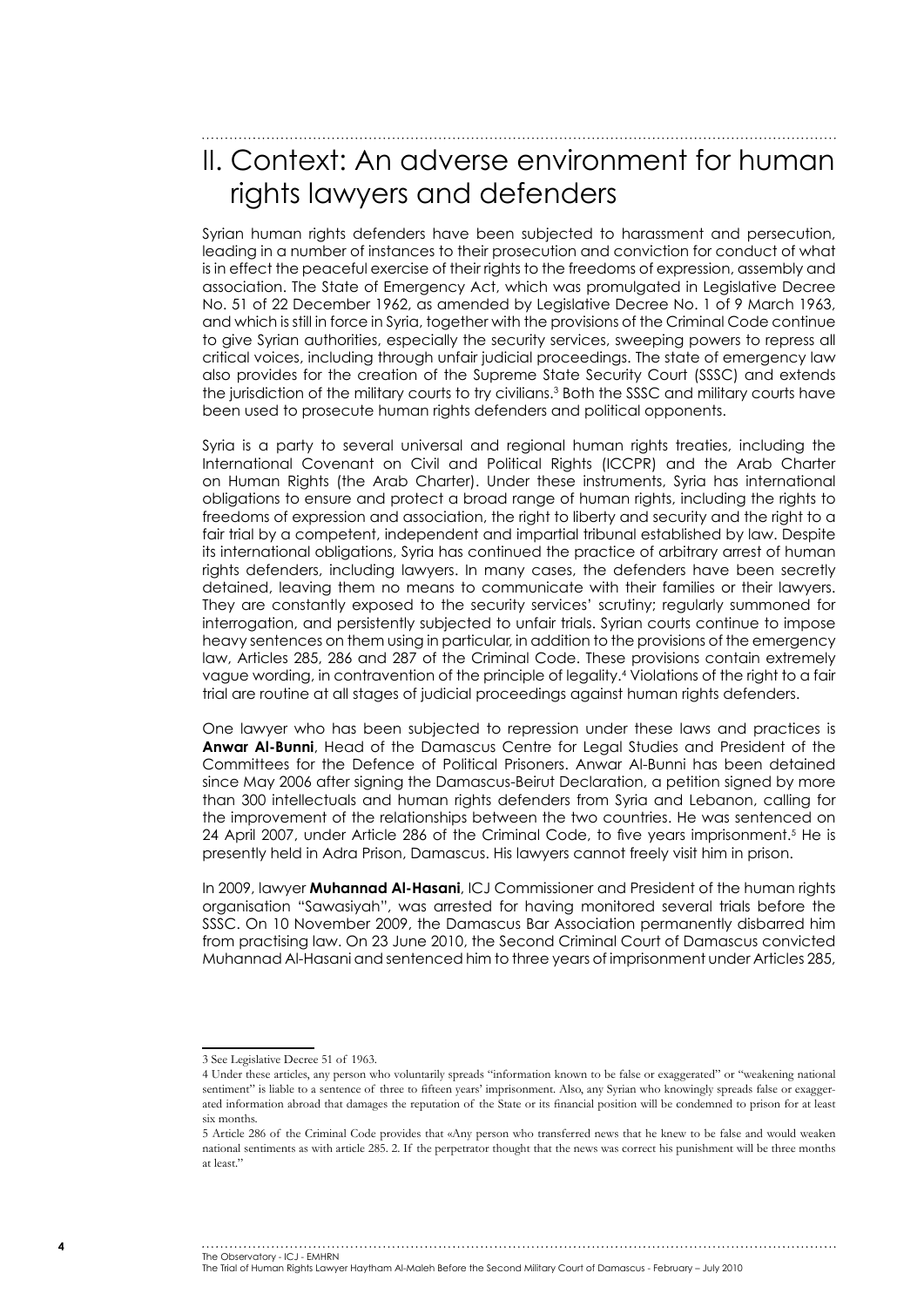## II. Context: An adverse environment for human rights lawyers and defenders

Syrian human rights defenders have been subjected to harassment and persecution, leading in a number of instances to their prosecution and conviction for conduct of what is in effect the peaceful exercise of their rights to the freedoms of expression, assembly and association. The State of Emergency Act, which was promulgated in Legislative Decree No. 51 of 22 December 1962, as amended by Legislative Decree No. 1 of 9 March 1963, and which is still in force in Syria, together with the provisions of the Criminal Code continue to give Syrian authorities, especially the security services, sweeping powers to repress all critical voices, including through unfair judicial proceedings. The state of emergency law also provides for the creation of the Supreme State Security Court (SSSC) and extends the jurisdiction of the military courts to try civilians.[3] Both the SSSC and military courts have been used to prosecute human rights defenders and political opponents.

Syria is a party to several universal and regional human rights treaties, including the International Covenant on Civil and Political Rights (ICCPR) and the Arab Charter on Human Rights (the Arab Charter). Under these instruments, Syria has international obligations to ensure and protect a broad range of human rights, including the rights to freedoms of expression and association, the right to liberty and security and the right to a fair trial by a competent, independent and impartial tribunal established by law. Despite its international obligations, Syria has continued the practice of arbitrary arrest of human rights defenders, including lawyers. In many cases, the defenders have been secretly detained, leaving them no means to communicate with their families or their lawyers. They are constantly exposed to the security services' scrutiny; regularly summoned for interrogation, and persistently subjected to unfair trials. Syrian courts continue to impose heavy sentences on them using in particular, in addition to the provisions of the emergency law, Articles 285, 286 and 287 of the Criminal Code. These provisions contain extremely vague wording, in contravention of the principle of legality.[4] Violations of the right to a fair trial are routine at all stages of judicial proceedings against human rights defenders.

One lawyer who has been subjected to repression under these laws and practices is **Anwar Al-Bunni**, Head of the Damascus Centre for Legal Studies and President of the Committees for the Defence of Political Prisoners. Anwar Al-Bunni has been detained since May 2006 after signing the Damascus-Beirut Declaration, a petition signed by more than 300 intellectuals and human rights defenders from Syria and Lebanon, calling for the improvement of the relationships between the two countries. He was sentenced on 24 April 2007, under Article 286 of the Criminal Code, to five years imprisonment.[5] He is presently held in Adra Prison, Damascus. His lawyers cannot freely visit him in prison.

In 2009, lawyer **Muhannad Al-Hasani**, ICJ Commissioner and President of the human rights organisation "Sawasiyah", was arrested for having monitored several trials before the SSSC. On 10 November 2009, the Damascus Bar Association permanently disbarred him from practising law. On 23 June 2010, the Second Criminal Court of Damascus convicted Muhannad Al-Hasani and sentenced him to three years of imprisonment under Articles 285,

---

3 See Legislative Decree 51 of 1963.

4 Under these articles, any person who voluntarily spreads "information known to be false or exaggerated" or "weakening national sentiment" is liable to a sentence of three to fifteen years' imprisonment. Also, any Syrian who knowingly spreads false or exaggerated information abroad that damages the reputation of the State or its financial position will be condemned to prison for at least six months.

5 Article 286 of the Criminal Code provides that «Any person who transferred news that he knew to be false and would weaken national sentiments as with article 285. 2. If the perpetrator thought that the news was correct his punishment will be three months at least."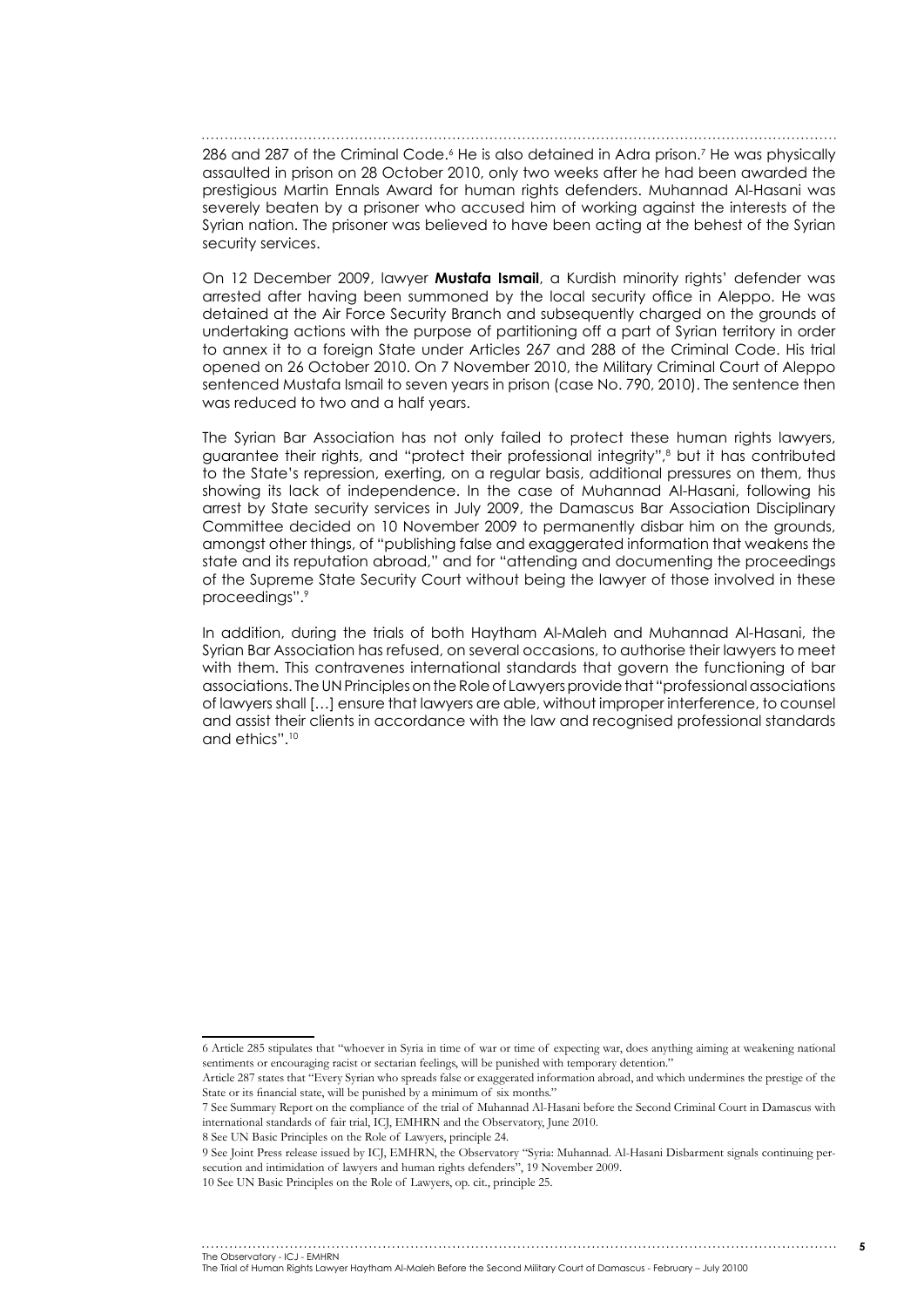286 and 287 of the Criminal Code.[6] He is also detained in Adra prison.[7] He was physically assaulted in prison on 28 October 2010, only two weeks after he had been awarded the prestigious Martin Ennals Award for human rights defenders. Muhannad Al-Hasani was severely beaten by a prisoner who accused him of working against the interests of the Syrian nation. The prisoner was believed to have been acting at the behest of the Syrian security services.

On 12 December 2009, lawyer **Mustafa Ismail**, a Kurdish minority rights' defender was arrested after having been summoned by the local security office in Aleppo. He was detained at the Air Force Security Branch and subsequently charged on the grounds of undertaking actions with the purpose of partitioning off a part of Syrian territory in order to annex it to a foreign State under Articles 267 and 288 of the Criminal Code. His trial opened on 26 October 2010. On 7 November 2010, the Military Criminal Court of Aleppo sentenced Mustafa Ismail to seven years in prison (case No. 790, 2010). The sentence then was reduced to two and a half years.

The Syrian Bar Association has not only failed to protect these human rights lawyers, guarantee their rights, and "protect their professional integrity",[8] but it has contributed to the State's repression, exerting, on a regular basis, additional pressures on them, thus showing its lack of independence. In the case of Muhannad Al-Hasani, following his arrest by State security services in July 2009, the Damascus Bar Association Disciplinary Committee decided on 10 November 2009 to permanently disbar him on the grounds, amongst other things, of "publishing false and exaggerated information that weakens the state and its reputation abroad," and for "attending and documenting the proceedings of the Supreme State Security Court without being the lawyer of those involved in these proceedings".[9]

In addition, during the trials of both Haytham Al-Maleh and Muhannad Al-Hasani, the Syrian Bar Association has refused, on several occasions, to authorise their lawyers to meet with them. This contravenes international standards that govern the functioning of bar associations. The UN Principles on the Role of Lawyers provide that "professional associations of lawyers shall […] ensure that lawyers are able, without improper interference, to counsel and assist their clients in accordance with the law and recognised professional standards and ethics".[10]

---

6 Article 285 stipulates that "whoever in Syria in time of war or time of expecting war, does anything aiming at weakening national sentiments or encouraging racist or sectarian feelings, will be punished with temporary detention."

Article 287 states that "Every Syrian who spreads false or exaggerated information abroad, and which undermines the prestige of the State or its financial state, will be punished by a minimum of six months."

7 See Summary Report on the compliance of the trial of Muhannad Al-Hasani before the Second Criminal Court in Damascus with international standards of fair trial, ICJ, EMHRN and the Observatory, June 2010.

8 See UN Basic Principles on the Role of Lawyers, principle 24.

9 See Joint Press release issued by ICJ, EMHRN, the Observatory "Syria: Muhannad. Al-Hasani Disbarment signals continuing persecution and intimidation of lawyers and human rights defenders", 19 November 2009.

10 See UN Basic Principles on the Role of Lawyers, op. cit., principle 25.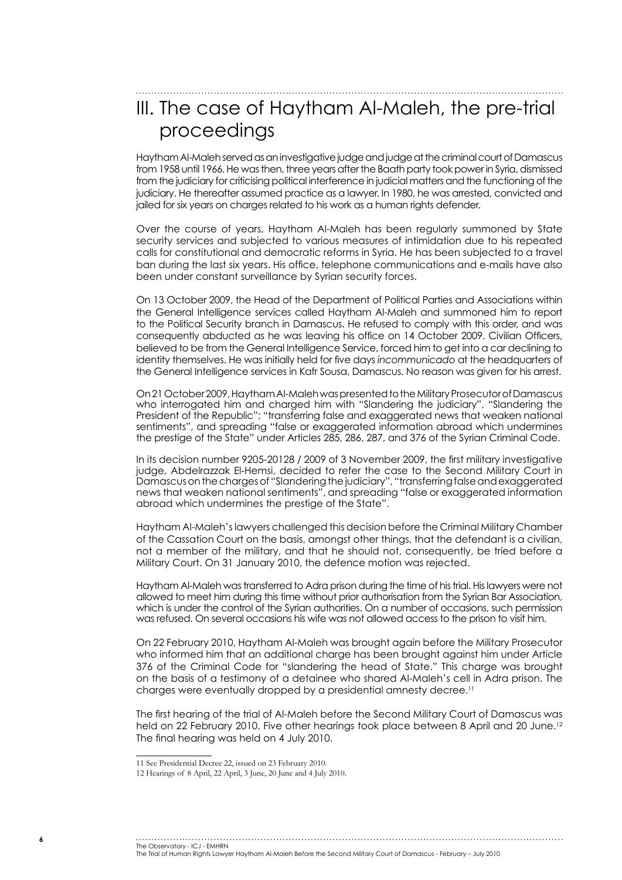## III. The case of Haytham Al-Maleh, the pre-trial proceedings

Haytham Al-Maleh served as an investigative judge and judge at the criminal court of Damascus from 1958 until 1966. He was then, three years after the Baath party took power in Syria, dismissed from the judiciary for criticising political interference in judicial matters and the functioning of the judiciary. He thereafter assumed practice as a lawyer. In 1980, he was arrested, convicted and jailed for six years on charges related to his work as a human rights defender.

Over the course of years, Haytham Al-Maleh has been regularly summoned by State security services and subjected to various measures of intimidation due to his repeated calls for constitutional and democratic reforms in Syria. He has been subjected to a travel ban during the last six years. His office, telephone communications and e-mails have also been under constant surveillance by Syrian security forces.

On 13 October 2009, the Head of the Department of Political Parties and Associations within the General Intelligence services called Haytham Al-Maleh and summoned him to report to the Political Security branch in Damascus. He refused to comply with this order, and was consequently abducted as he was leaving his office on 14 October 2009. Civilian Officers, believed to be from the General Intelligence Service, forced him to get into a car declining to identity themselves. He was initially held for five days *incommunicado* at the headquarters of the General Intelligence services in Kafr Sousa, Damascus. No reason was given for his arrest.

On 21 October 2009, Haytham Al-Maleh was presented to the Military Prosecutor of Damascus who interrogated him and charged him with "Slandering the judiciary", "Slandering the President of the Republic"; "transferring false and exaggerated news that weaken national sentiments", and spreading "false or exaggerated information abroad which undermines the prestige of the State" under Articles 285, 286, 287, and 376 of the Syrian Criminal Code.

In its decision number 9205-20128 / 2009 of 3 November 2009, the first military investigative judge, Abdelrazzak El-Hemsi, decided to refer the case to the Second Military Court in Damascus on the charges of "Slandering the judiciary", "transferring false and exaggerated news that weaken national sentiments", and spreading "false or exaggerated information abroad which undermines the prestige of the State".

Haytham Al-Maleh's lawyers challenged this decision before the Criminal Military Chamber of the Cassation Court on the basis, amongst other things, that the defendant is a civilian, not a member of the military, and that he should not, consequently, be tried before a Military Court. On 31 January 2010, the defence motion was rejected.

Haytham Al-Maleh was transferred to Adra prison during the time of his trial. His lawyers were not allowed to meet him during this time without prior authorisation from the Syrian Bar Association, which is under the control of the Syrian authorities. On a number of occasions, such permission was refused. On several occasions his wife was not allowed access to the prison to visit him.

On 22 February 2010, Haytham Al-Maleh was brought again before the Military Prosecutor who informed him that an additional charge has been brought against him under Article 376 of the Criminal Code for "slandering the head of State." This charge was brought on the basis of a testimony of a detainee who shared Al-Maleh's cell in Adra prison. The charges were eventually dropped by a presidential amnesty decree.[11]

The first hearing of the trial of Al-Maleh before the Second Military Court of Damascus was held on 22 February 2010. Five other hearings took place between 8 April and 20 June.[12] The final hearing was held on 4 July 2010.

---

11 See Presidential Decree 22, issued on 23 February 2010.

12 Hearings of 8 April, 22 April, 3 June, 20 June and 4 July 2010.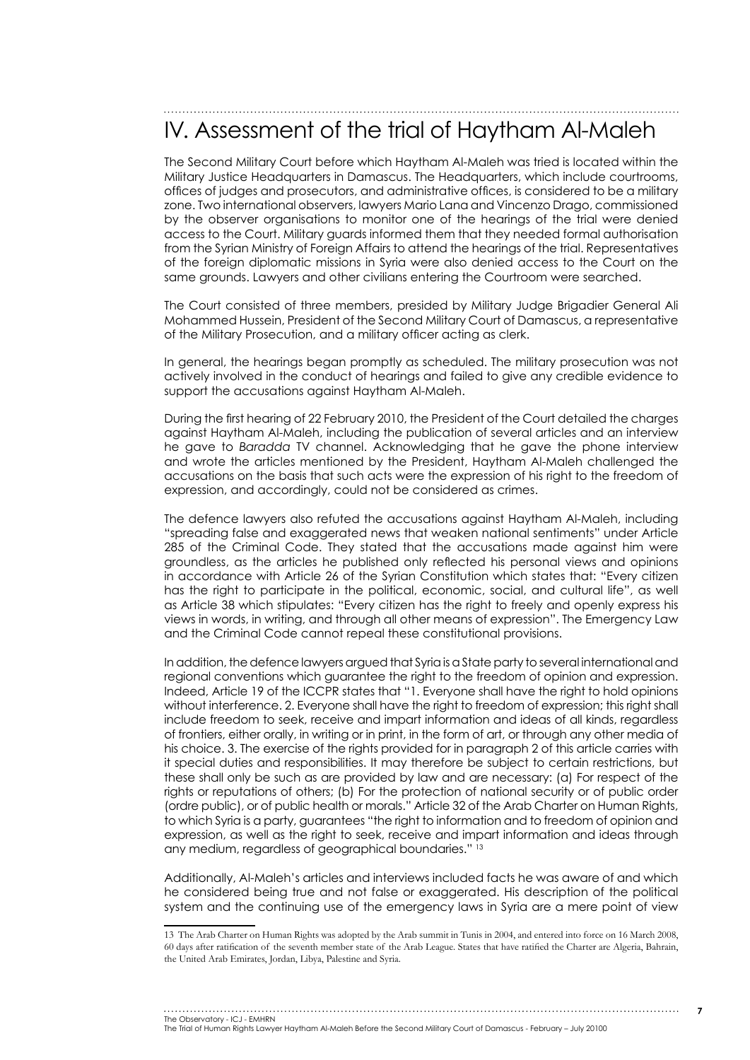# IV. Assessment of the trial of Haytham Al-Maleh

The Second Military Court before which Haytham Al-Maleh was tried is located within the Military Justice Headquarters in Damascus. The Headquarters, which include courtrooms, offices of judges and prosecutors, and administrative offices, is considered to be a military zone. Two international observers, lawyers Mario Lana and Vincenzo Drago, commissioned by the observer organisations to monitor one of the hearings of the trial were denied access to the Court. Military guards informed them that they needed formal authorisation from the Syrian Ministry of Foreign Affairs to attend the hearings of the trial. Representatives of the foreign diplomatic missions in Syria were also denied access to the Court on the same grounds. Lawyers and other civilians entering the Courtroom were searched.

The Court consisted of three members, presided by Military Judge Brigadier General Ali Mohammed Hussein, President of the Second Military Court of Damascus, a representative of the Military Prosecution, and a military officer acting as clerk.

In general, the hearings began promptly as scheduled. The military prosecution was not actively involved in the conduct of hearings and failed to give any credible evidence to support the accusations against Haytham Al-Maleh.

During the first hearing of 22 February 2010, the President of the Court detailed the charges against Haytham Al-Maleh, including the publication of several articles and an interview he gave to *Baradda* TV channel. Acknowledging that he gave the phone interview and wrote the articles mentioned by the President, Haytham Al-Maleh challenged the accusations on the basis that such acts were the expression of his right to the freedom of expression, and accordingly, could not be considered as crimes.

The defence lawyers also refuted the accusations against Haytham Al-Maleh, including "spreading false and exaggerated news that weaken national sentiments" under Article 285 of the Criminal Code. They stated that the accusations made against him were groundless, as the articles he published only reflected his personal views and opinions in accordance with Article 26 of the Syrian Constitution which states that: "Every citizen has the right to participate in the political, economic, social, and cultural life", as well as Article 38 which stipulates: "Every citizen has the right to freely and openly express his views in words, in writing, and through all other means of expression". The Emergency Law and the Criminal Code cannot repeal these constitutional provisions.

In addition, the defence lawyers argued that Syria is a State party to several international and regional conventions which guarantee the right to the freedom of opinion and expression. Indeed, Article 19 of the ICCPR states that "1. Everyone shall have the right to hold opinions without interference. 2. Everyone shall have the right to freedom of expression; this right shall include freedom to seek, receive and impart information and ideas of all kinds, regardless of frontiers, either orally, in writing or in print, in the form of art, or through any other media of his choice. 3. The exercise of the rights provided for in paragraph 2 of this article carries with it special duties and responsibilities. It may therefore be subject to certain restrictions, but these shall only be such as are provided by law and are necessary: (a) For respect of the rights or reputations of others; (b) For the protection of national security or of public order (ordre public), or of public health or morals." Article 32 of the Arab Charter on Human Rights, to which Syria is a party, guarantees "the right to information and to freedom of opinion and expression, as well as the right to seek, receive and impart information and ideas through any medium, regardless of geographical boundaries." [13]

Additionally, Al-Maleh's articles and interviews included facts he was aware of and which he considered being true and not false or exaggerated. His description of the political system and the continuing use of the emergency laws in Syria are a mere point of view

---

13 The Arab Charter on Human Rights was adopted by the Arab summit in Tunis in 2004, and entered into force on 16 March 2008, 60 days after ratification of the seventh member state of the Arab League. States that have ratified the Charter are Algeria, Bahrain, the United Arab Emirates, Jordan, Libya, Palestine and Syria.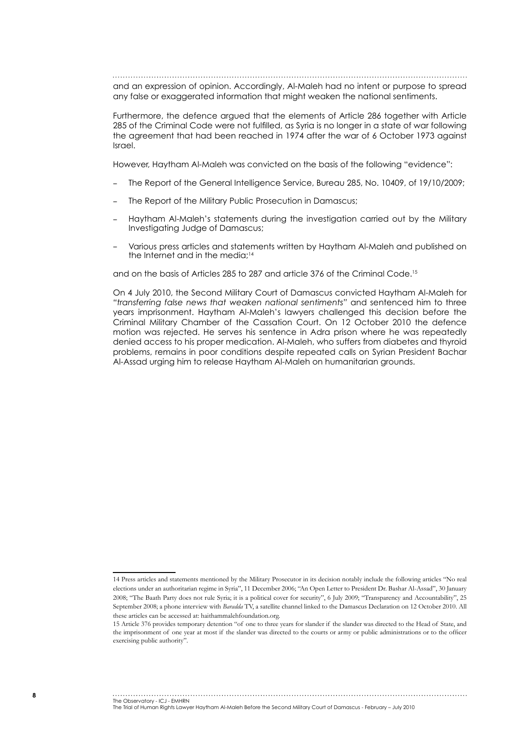and an expression of opinion. Accordingly, Al-Maleh had no intent or purpose to spread any false or exaggerated information that might weaken the national sentiments.

Furthermore, the defence argued that the elements of Article 286 together with Article 285 of the Criminal Code were not fulfilled, as Syria is no longer in a state of war following the agreement that had been reached in 1974 after the war of 6 October 1973 against Israel.

However, Haytham Al-Maleh was convicted on the basis of the following "evidence":

- The Report of the General Intelligence Service, Bureau 285, No. 10409, of 19/10/2009;
- The Report of the Military Public Prosecution in Damascus;
- Haytham Al-Maleh's statements during the investigation carried out by the Military Investigating Judge of Damascus;
- Various press articles and statements written by Haytham Al-Maleh and published on the Internet and in the media;[14]

and on the basis of Articles 285 to 287 and article 376 of the Criminal Code.[15]

On 4 July 2010, the Second Military Court of Damascus convicted Haytham Al-Maleh for *"transferring false news that weaken national sentiments"* and sentenced him to three years imprisonment. Haytham Al-Maleh's lawyers challenged this decision before the Criminal Military Chamber of the Cassation Court. On 12 October 2010 the defence motion was rejected. He serves his sentence in Adra prison where he was repeatedly denied access to his proper medication. Al-Maleh, who suffers from diabetes and thyroid problems, remains in poor conditions despite repeated calls on Syrian President Bachar Al-Assad urging him to release Haytham Al-Maleh on humanitarian grounds.

---

14 Press articles and statements mentioned by the Military Prosecutor in its decision notably include the following articles "No real elections under an authoritarian regime in Syria", 11 December 2006; "An Open Letter to President Dr. Bashar Al-Assad", 30 January 2008; "The Baath Party does not rule Syria; it is a political cover for security", 6 July 2009; "Transparency and Accountability", 25 September 2008; a phone interview with *Baradda* TV, a satellite channel linked to the Damascus Declaration on 12 October 2010. All these articles can be accessed at: haithammalehfoundation.org.

15 Article 376 provides temporary detention "of one to three years for slander if the slander was directed to the Head of State, and the imprisonment of one year at most if the slander was directed to the courts or army or public administrations or to the officer exercising public authority".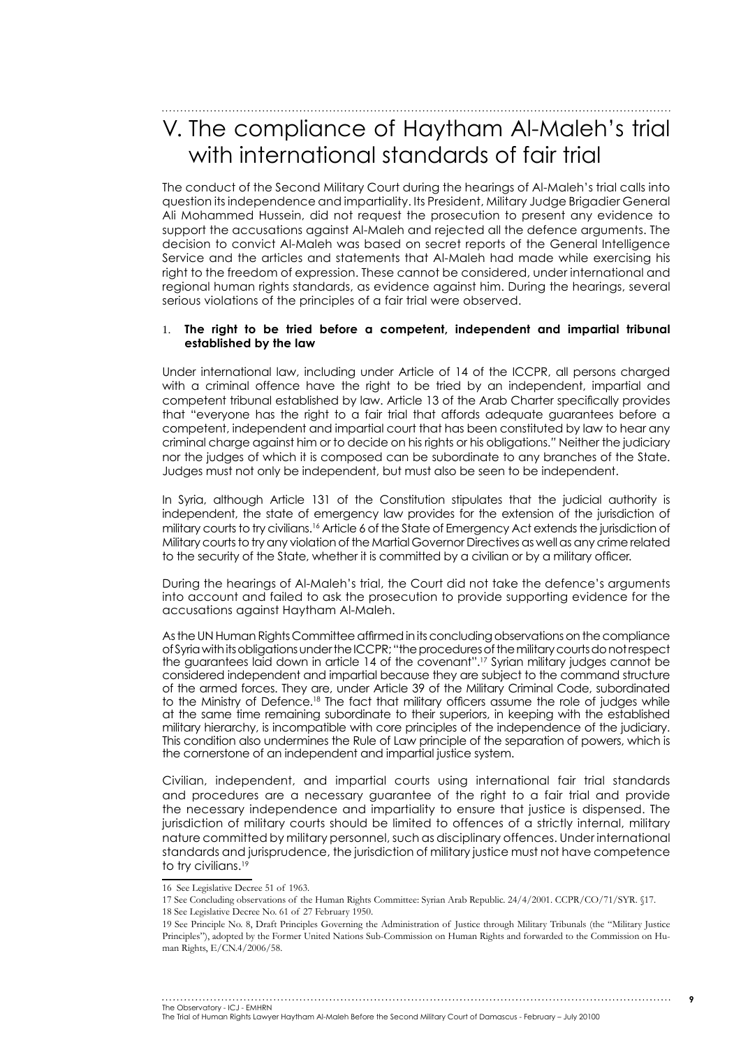# V. The compliance of Haytham Al-Maleh's trial with international standards of fair trial

The conduct of the Second Military Court during the hearings of Al-Maleh's trial calls into question its independence and impartiality. Its President, Military Judge Brigadier General Ali Mohammed Hussein, did not request the prosecution to present any evidence to support the accusations against Al-Maleh and rejected all the defence arguments. The decision to convict Al-Maleh was based on secret reports of the General Intelligence Service and the articles and statements that Al-Maleh had made while exercising his right to the freedom of expression. These cannot be considered, under international and regional human rights standards, as evidence against him. During the hearings, several serious violations of the principles of a fair trial were observed.

## 1. The right to be tried before a competent, independent and impartial tribunal established by the law

Under international law, including under Article of 14 of the ICCPR, all persons charged with a criminal offence have the right to be tried by an independent, impartial and competent tribunal established by law. Article 13 of the Arab Charter specifically provides that "everyone has the right to a fair trial that affords adequate guarantees before a competent, independent and impartial court that has been constituted by law to hear any criminal charge against him or to decide on his rights or his obligations." Neither the judiciary nor the judges of which it is composed can be subordinate to any branches of the State. Judges must not only be independent, but must also be seen to be independent.

In Syria, although Article 131 of the Constitution stipulates that the judicial authority is independent, the state of emergency law provides for the extension of the jurisdiction of military courts to try civilians.[16] Article 6 of the State of Emergency Act extends the jurisdiction of Military courts to try any violation of the Martial Governor Directives as well as any crime related to the security of the State, whether it is committed by a civilian or by a military officer.

During the hearings of Al-Maleh's trial, the Court did not take the defence's arguments into account and failed to ask the prosecution to provide supporting evidence for the accusations against Haytham Al-Maleh.

As the UN Human Rights Committee affirmed in its concluding observations on the compliance of Syria with its obligations under the ICCPR; "the procedures of the military courts do not respect the guarantees laid down in article 14 of the covenant".[17] Syrian military judges cannot be considered independent and impartial because they are subject to the command structure of the armed forces. They are, under Article 39 of the Military Criminal Code, subordinated to the Ministry of Defence.[18] The fact that military officers assume the role of judges while at the same time remaining subordinate to their superiors, in keeping with the established military hierarchy, is incompatible with core principles of the independence of the judiciary. This condition also undermines the Rule of Law principle of the separation of powers, which is the cornerstone of an independent and impartial justice system.

Civilian, independent, and impartial courts using international fair trial standards and procedures are a necessary guarantee of the right to a fair trial and provide the necessary independence and impartiality to ensure that justice is dispensed. The jurisdiction of military courts should be limited to offences of a strictly internal, military nature committed by military personnel, such as disciplinary offences. Under international standards and jurisprudence, the jurisdiction of military justice must not have competence to try civilians.[19]

16 See Legislative Decree 51 of 1963.

17 See Concluding observations of the Human Rights Committee: Syrian Arab Republic. 24/4/2001. CCPR/CO/71/SYR. §17.

18 See Legislative Decree No. 61 of 27 February 1950.

19 See Principle No. 8, Draft Principles Governing the Administration of Justice through Military Tribunals (the "Military Justice Principles"), adopted by the Former United Nations Sub-Commission on Human Rights and forwarded to the Commission on Human Rights, E/CN.4/2006/58.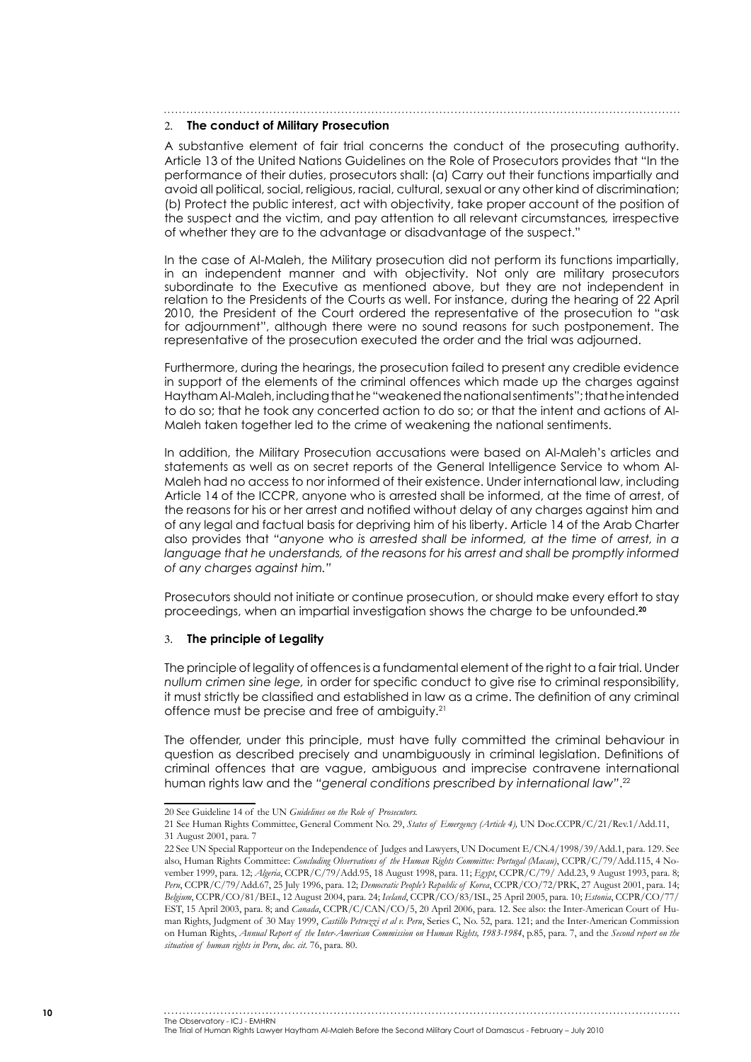## 2. The conduct of Military Prosecution

A substantive element of fair trial concerns the conduct of the prosecuting authority. Article 13 of the United Nations Guidelines on the Role of Prosecutors provides that "In the performance of their duties, prosecutors shall: (a) Carry out their functions impartially and avoid all political, social, religious, racial, cultural, sexual or any other kind of discrimination; (b) Protect the public interest, act with objectivity, take proper account of the position of the suspect and the victim, and pay attention to all relevant circumstances, irrespective of whether they are to the advantage or disadvantage of the suspect."

In the case of Al-Maleh, the Military prosecution did not perform its functions impartially, in an independent manner and with objectivity. Not only are military prosecutors subordinate to the Executive as mentioned above, but they are not independent in relation to the Presidents of the Courts as well. For instance, during the hearing of 22 April 2010, the President of the Court ordered the representative of the prosecution to "ask for adjournment", although there were no sound reasons for such postponement. The representative of the prosecution executed the order and the trial was adjourned.

Furthermore, during the hearings, the prosecution failed to present any credible evidence in support of the elements of the criminal offences which made up the charges against Haytham Al-Maleh, including that he "weakened the national sentiments"; that he intended to do so; that he took any concerted action to do so; or that the intent and actions of Al-Maleh taken together led to the crime of weakening the national sentiments.

In addition, the Military Prosecution accusations were based on Al-Maleh's articles and statements as well as on secret reports of the General Intelligence Service to whom Al-Maleh had no access to nor informed of their existence. Under international law, including Article 14 of the ICCPR, anyone who is arrested shall be informed, at the time of arrest, of the reasons for his or her arrest and notified without delay of any charges against him and of any legal and factual basis for depriving him of his liberty. Article 14 of the Arab Charter also provides that *"anyone who is arrested shall be informed, at the time of arrest, in a language that he understands, of the reasons for his arrest and shall be promptly informed of any charges against him."*

Prosecutors should not initiate or continue prosecution, or should make every effort to stay proceedings, when an impartial investigation shows the charge to be unfounded.[20]

## 3. The principle of Legality

The principle of legality of offences is a fundamental element of the right to a fair trial. Under *nullum crimen sine lege*, in order for specific conduct to give rise to criminal responsibility, it must strictly be classified and established in law as a crime. The definition of any criminal offence must be precise and free of ambiguity.[21]

The offender, under this principle, must have fully committed the criminal behaviour in question as described precisely and unambiguously in criminal legislation. Definitions of criminal offences that are vague, ambiguous and imprecise contravene international human rights law and the *"general conditions prescribed by international law"*.[22]

---

20 See Guideline 14 of the UN *Guidelines on the Role of Prosecutors.*

21 See Human Rights Committee, General Comment No. 29, *States of Emergency (Article 4),* UN Doc.CCPR/C/21/Rev.1/Add.11, 31 August 2001, para. 7

22 See UN Special Rapporteur on the Independence of Judges and Lawyers, UN Document E/CN.4/1998/39/Add.1, para. 129. See also, Human Rights Committee: *Concluding Observations of the Human Rights Committee: Portugal (Macau)*, CCPR/C/79/Add.115, 4 November 1999, para. 12; *Algeria*, CCPR/C/79/Add.95, 18 August 1998, para. 11; *Egypt*, CCPR/C/79/ Add.23, 9 August 1993, para. 8; *Peru*, CCPR/C/79/Add.67, 25 July 1996, para. 12; *Democratic People's Republic of Korea*, CCPR/CO/72/PRK, 27 August 2001, para. 14; *Belgium*, CCPR/CO/81/BEL, 12 August 2004, para. 24; *Iceland*, CCPR/CO/83/ISL, 25 April 2005, para. 10; *Estonia*, CCPR/CO/77/EST, 15 April 2003, para. 8; and *Canada*, CCPR/C/CAN/CO/5, 20 April 2006, para. 12. See also: the Inter-American Court of Human Rights, Judgment of 30 May 1999, *Castillo Petruzzi et al v. Peru*, Series C, No. 52, para. 121; and the Inter-American Commission on Human Rights, *Annual Report of the Inter-American Commission on Human Rights, 1983-1984*, p.85, para. 7, and the *Second report on the situation of human rights in Peru*, *doc. cit.* 76, para. 80.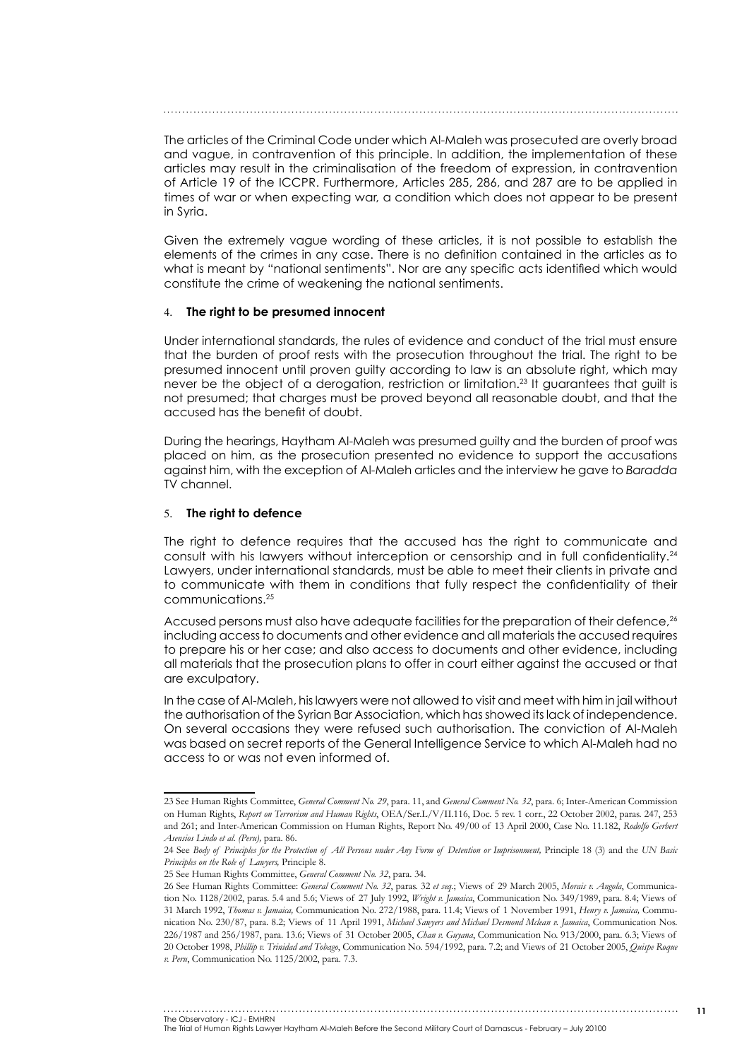The articles of the Criminal Code under which Al-Maleh was prosecuted are overly broad and vague, in contravention of this principle. In addition, the implementation of these articles may result in the criminalisation of the freedom of expression, in contravention of Article 19 of the ICCPR. Furthermore, Articles 285, 286, and 287 are to be applied in times of war or when expecting war, a condition which does not appear to be present in Syria.

Given the extremely vague wording of these articles, it is not possible to establish the elements of the crimes in any case. There is no definition contained in the articles as to what is meant by "national sentiments". Nor are any specific acts identified which would constitute the crime of weakening the national sentiments.

#### 4. **The right to be presumed innocent**

Under international standards, the rules of evidence and conduct of the trial must ensure that the burden of proof rests with the prosecution throughout the trial. The right to be presumed innocent until proven guilty according to law is an absolute right, which may never be the object of a derogation, restriction or limitation.[23] It guarantees that guilt is not presumed; that charges must be proved beyond all reasonable doubt, and that the accused has the benefit of doubt.

During the hearings, Haytham Al-Maleh was presumed guilty and the burden of proof was placed on him, as the prosecution presented no evidence to support the accusations against him, with the exception of Al-Maleh articles and the interview he gave to *Baradda* TV channel.

#### 5. **The right to defence**

The right to defence requires that the accused has the right to communicate and consult with his lawyers without interception or censorship and in full confidentiality.[24] Lawyers, under international standards, must be able to meet their clients in private and to communicate with them in conditions that fully respect the confidentiality of their communications.[25]

Accused persons must also have adequate facilities for the preparation of their defence,[26] including access to documents and other evidence and all materials the accused requires to prepare his or her case; and also access to documents and other evidence, including all materials that the prosecution plans to offer in court either against the accused or that are exculpatory.

In the case of Al-Maleh, his lawyers were not allowed to visit and meet with him in jail without the authorisation of the Syrian Bar Association, which has showed its lack of independence. On several occasions they were refused such authorisation. The conviction of Al-Maleh was based on secret reports of the General Intelligence Service to which Al-Maleh had no access to or was not even informed of.

---

23 See Human Rights Committee, *General Comment No. 29*, para. 11, and *General Comment No. 32*, para. 6; Inter-American Commission on Human Rights, *Report on Terrorism and Human Rights*, OEA/Ser.L/V/II.116, Doc. 5 rev. 1 corr., 22 October 2002, paras. 247, 253 and 261; and Inter-American Commission on Human Rights, Report No. 49/00 of 13 April 2000, Case No. 11.182, *Rodolfo Gerbert Asensios Lindo et al. (Peru)*, para. 86.

24 See *Body of Principles for the Protection of All Persons under Any Form of Detention or Imprisonment,* Principle 18 (3) and the *UN Basic Principles on the Role of Lawyers,* Principle 8.

25 See Human Rights Committee, *General Comment No. 32*, para. 34.

26 See Human Rights Committee: *General Comment No. 32*, paras. 32 *et seq.*; Views of 29 March 2005, *Morais v. Angola*, Communication No. 1128/2002, paras. 5.4 and 5.6; Views of 27 July 1992, *Wright v. Jamaica*, Communication No. 349/1989, para. 8.4; Views of 31 March 1992, *Thomas v. Jamaica,* Communication No. 272/1988, para. 11.4; Views of 1 November 1991, *Henry v. Jamaica,* Communication No. 230/87, para. 8.2; Views of 11 April 1991, *Michael Sawyers and Michael Desmond Mclean v. Jamaica*, Communication Nos. 226/1987 and 256/1987, para. 13.6; Views of 31 October 2005, *Chan v. Guyana*, Communication No. 913/2000, para. 6.3; Views of 20 October 1998, *Phillip v. Trinidad and Tobago*, Communication No. 594/1992, para. 7.2; and Views of 21 October 2005, *Quispe Roque v. Peru*, Communication No. 1125/2002, para. 7.3.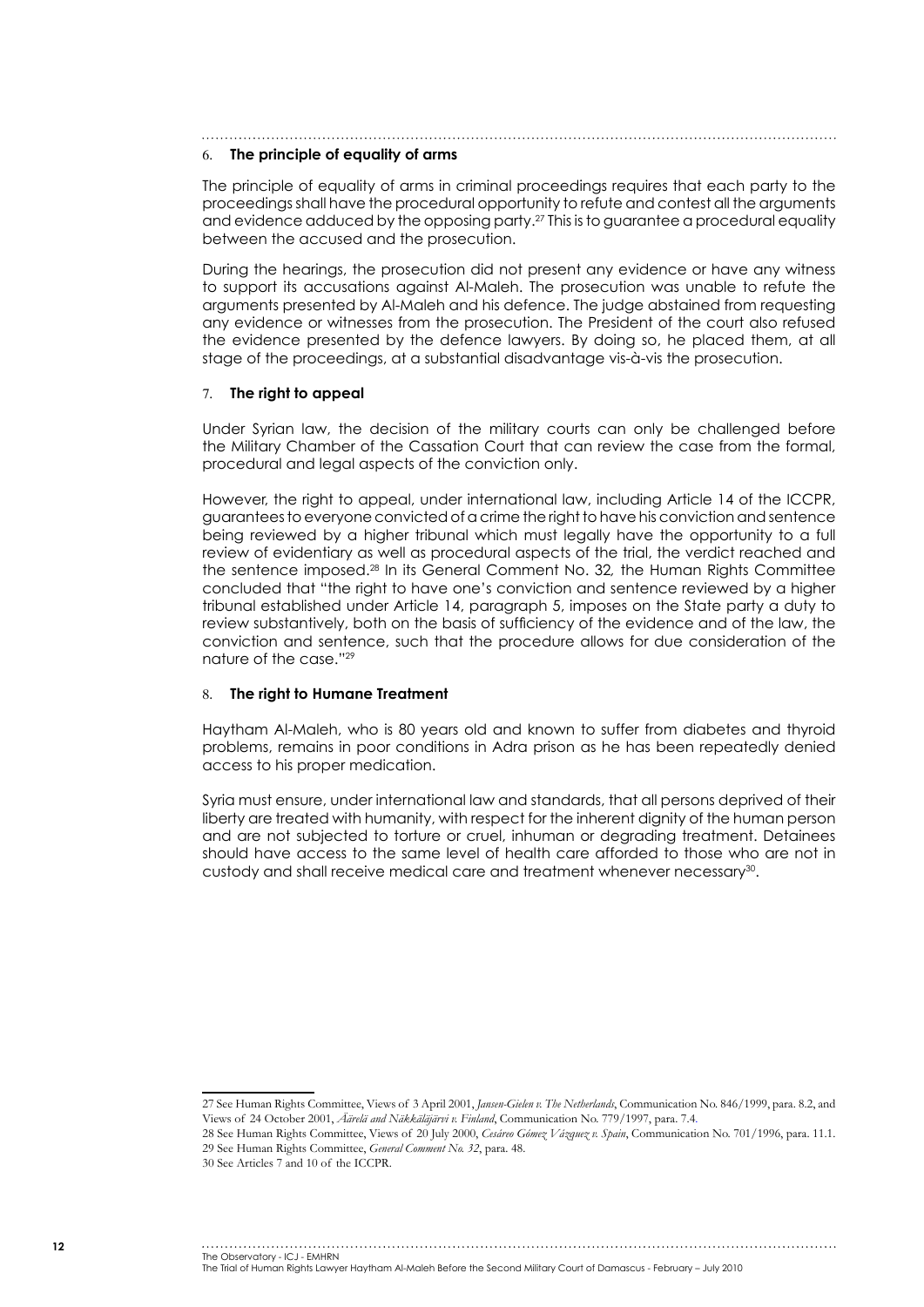### 6. **The principle of equality of arms**

The principle of equality of arms in criminal proceedings requires that each party to the proceedings shall have the procedural opportunity to refute and contest all the arguments and evidence adduced by the opposing party.[27] This is to guarantee a procedural equality between the accused and the prosecution.

During the hearings, the prosecution did not present any evidence or have any witness to support its accusations against Al-Maleh. The prosecution was unable to refute the arguments presented by Al-Maleh and his defence. The judge abstained from requesting any evidence or witnesses from the prosecution. The President of the court also refused the evidence presented by the defence lawyers. By doing so, he placed them, at all stage of the proceedings, at a substantial disadvantage vis-à-vis the prosecution.

### 7. **The right to appeal**

Under Syrian law, the decision of the military courts can only be challenged before the Military Chamber of the Cassation Court that can review the case from the formal, procedural and legal aspects of the conviction only.

However, the right to appeal, under international law, including Article 14 of the ICCPR, guarantees to everyone convicted of a crime the right to have his conviction and sentence being reviewed by a higher tribunal which must legally have the opportunity to a full review of evidentiary as well as procedural aspects of the trial, the verdict reached and the sentence imposed.[28] In its General Comment No. 32, the Human Rights Committee concluded that "the right to have one's conviction and sentence reviewed by a higher tribunal established under Article 14, paragraph 5, imposes on the State party a duty to review substantively, both on the basis of sufficiency of the evidence and of the law, the conviction and sentence, such that the procedure allows for due consideration of the nature of the case."[29]

### 8. **The right to Humane Treatment**

Haytham Al-Maleh, who is 80 years old and known to suffer from diabetes and thyroid problems, remains in poor conditions in Adra prison as he has been repeatedly denied access to his proper medication.

Syria must ensure, under international law and standards, that all persons deprived of their liberty are treated with humanity, with respect for the inherent dignity of the human person and are not subjected to torture or cruel, inhuman or degrading treatment. Detainees should have access to the same level of health care afforded to those who are not in custody and shall receive medical care and treatment whenever necessary[30].

---

27 See Human Rights Committee, Views of 3 April 2001, *Jansen-Gielen v. The Netherlands*, Communication No. 846/1999, para. 8.2, and Views of 24 October 2001, *Äärelä and Näkkäläjärvi v. Finland*, Communication No. 779/1997, para. 7.4.

28 See Human Rights Committee, Views of 20 July 2000, *Cesáreo Gómez Vázquez v. Spain*, Communication No. 701/1996, para. 11.1.

29 See Human Rights Committee, *General Comment No. 32*, para. 48.

30 See Articles 7 and 10 of the ICCPR.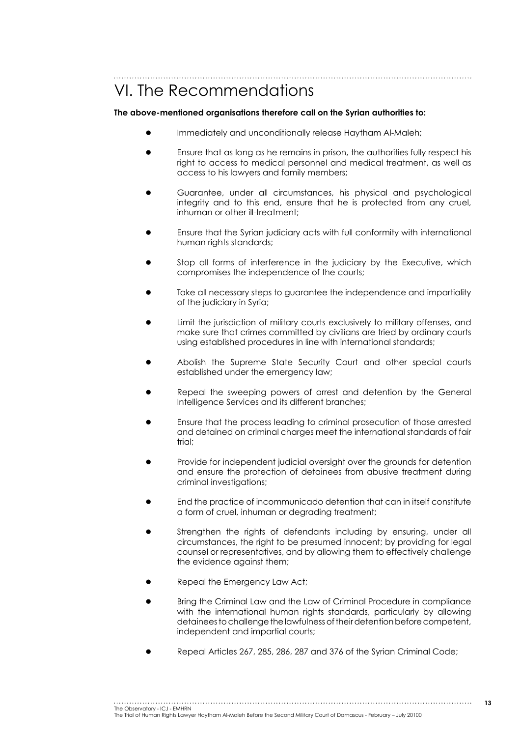# VI. The Recommendations

**The above-mentioned organisations therefore call on the Syrian authorities to:**

- Immediately and unconditionally release Haytham Al-Maleh;
- Ensure that as long as he remains in prison, the authorities fully respect his right to access to medical personnel and medical treatment, as well as access to his lawyers and family members;
- Guarantee, under all circumstances, his physical and psychological integrity and to this end, ensure that he is protected from any cruel, inhuman or other ill-treatment;
- Ensure that the Syrian judiciary acts with full conformity with international human rights standards;
- Stop all forms of interference in the judiciary by the Executive, which compromises the independence of the courts;
- Take all necessary steps to guarantee the independence and impartiality of the judiciary in Syria;
- Limit the jurisdiction of military courts exclusively to military offenses, and make sure that crimes committed by civilians are tried by ordinary courts using established procedures in line with international standards;
- Abolish the Supreme State Security Court and other special courts established under the emergency law;
- Repeal the sweeping powers of arrest and detention by the General Intelligence Services and its different branches;
- Ensure that the process leading to criminal prosecution of those arrested and detained on criminal charges meet the international standards of fair trial;
- Provide for independent judicial oversight over the grounds for detention and ensure the protection of detainees from abusive treatment during criminal investigations;
- End the practice of incommunicado detention that can in itself constitute a form of cruel, inhuman or degrading treatment;
- Strengthen the rights of defendants including by ensuring, under all circumstances, the right to be presumed innocent; by providing for legal counsel or representatives, and by allowing them to effectively challenge the evidence against them;
- Repeal the Emergency Law Act;
- Bring the Criminal Law and the Law of Criminal Procedure in compliance with the international human rights standards, particularly by allowing detainees to challenge the lawfulness of their detention before competent, independent and impartial courts;
- Repeal Articles 267, 285, 286, 287 and 376 of the Syrian Criminal Code;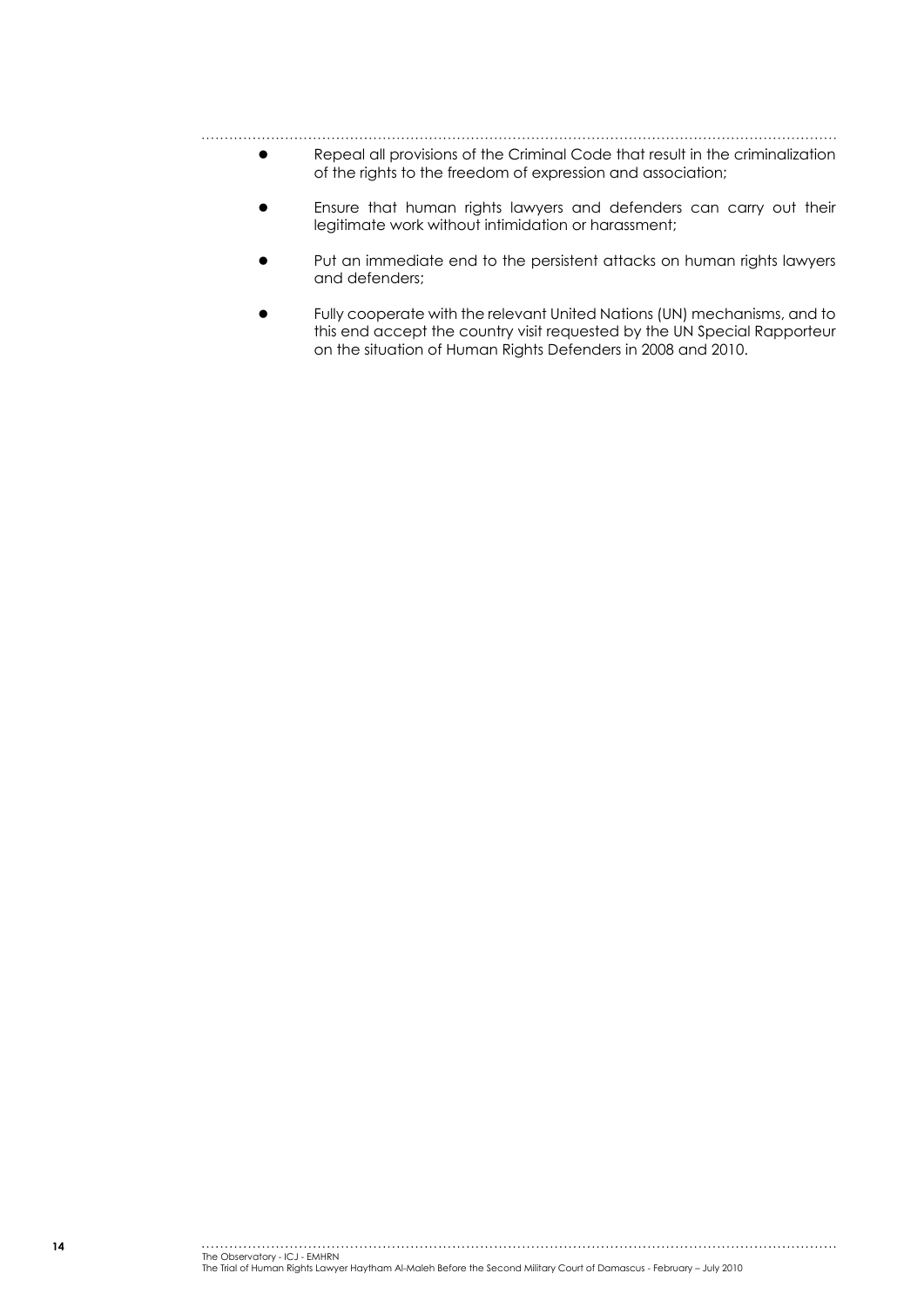- Repeal all provisions of the Criminal Code that result in the criminalization of the rights to the freedom of expression and association;
- Ensure that human rights lawyers and defenders can carry out their legitimate work without intimidation or harassment;
- Put an immediate end to the persistent attacks on human rights lawyers and defenders;
- Fully cooperate with the relevant United Nations (UN) mechanisms, and to this end accept the country visit requested by the UN Special Rapporteur on the situation of Human Rights Defenders in 2008 and 2010.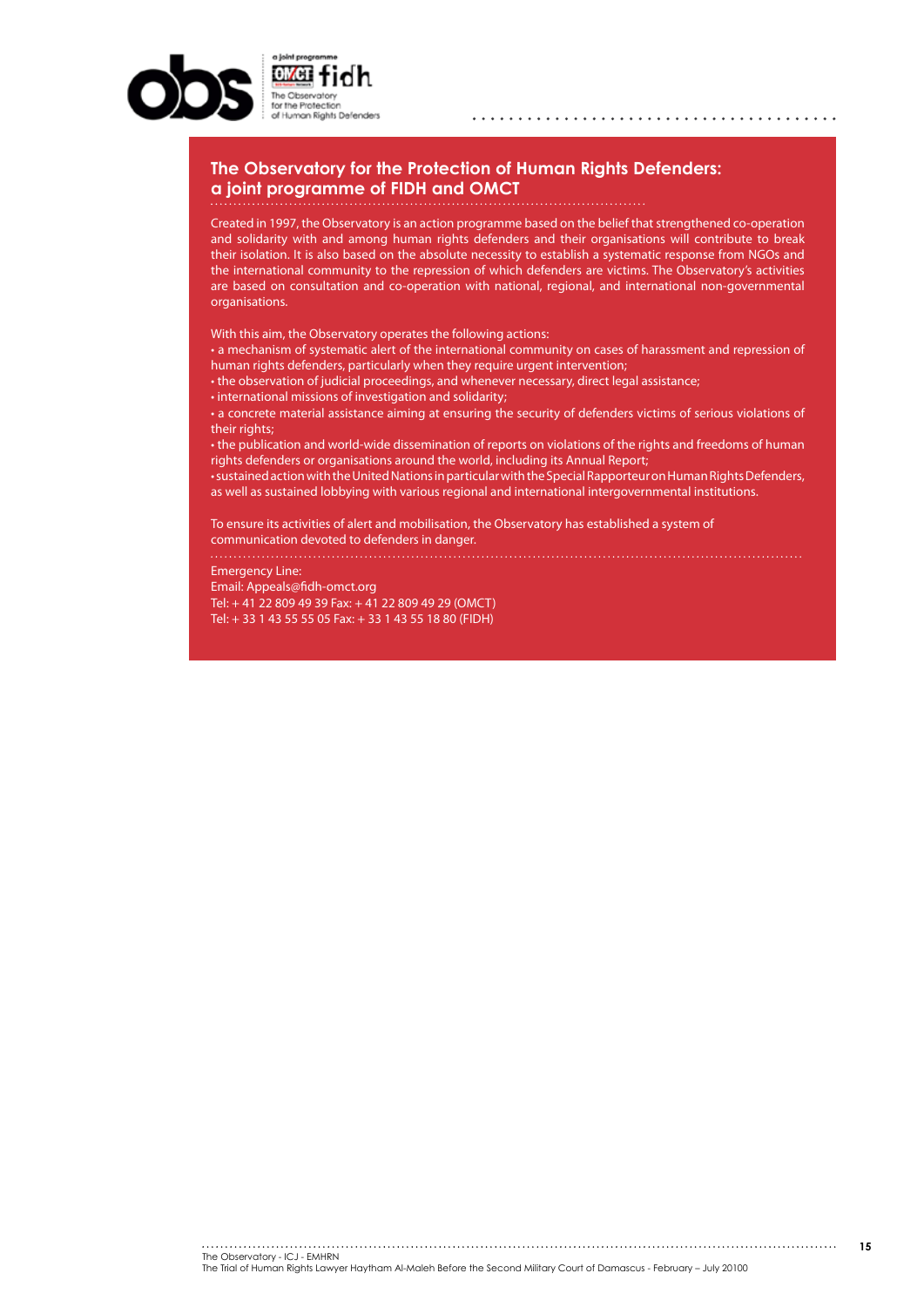## The Observatory for the Protection of Human Rights Defenders: a joint programme of FIDH and OMCT

Created in 1997, the Observatory is an action programme based on the belief that strengthened co-operation and solidarity with and among human rights defenders and their organisations will contribute to break their isolation. It is also based on the absolute necessity to establish a systematic response from NGOs and the international community to the repression of which defenders are victims. The Observatory's activities are based on consultation and co-operation with national, regional, and international non-governmental organisations.

With this aim, the Observatory operates the following actions:

- a mechanism of systematic alert of the international community on cases of harassment and repression of human rights defenders, particularly when they require urgent intervention;
- the observation of judicial proceedings, and whenever necessary, direct legal assistance;
- international missions of investigation and solidarity;
- a concrete material assistance aiming at ensuring the security of defenders victims of serious violations of their rights;
- the publication and world-wide dissemination of reports on violations of the rights and freedoms of human rights defenders or organisations around the world, including its Annual Report;
- sustained action with the United Nations in particular with the Special Rapporteur on Human Rights Defenders, as well as sustained lobbying with various regional and international intergovernmental institutions.

To ensure its activities of alert and mobilisation, the Observatory has established a system of communication devoted to defenders in danger.

Emergency Line:
Email: Appeals@fidh-omct.org
Tel: + 41 22 809 49 39 Fax: + 41 22 809 49 29 (OMCT)
Tel: + 33 1 43 55 55 05 Fax: + 33 1 43 55 18 80 (FIDH)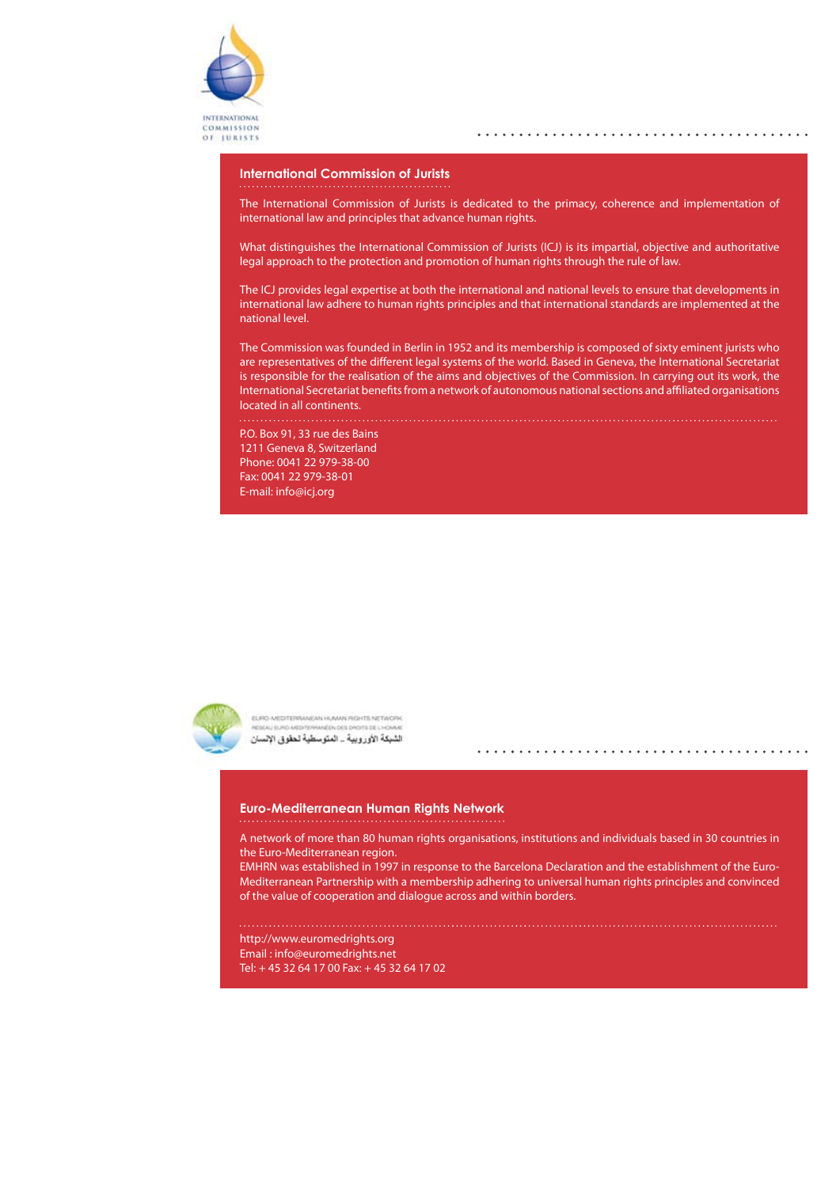INTERNATIONAL COMMISSION OF JURISTS

## International Commission of Jurists

The International Commission of Jurists is dedicated to the primacy, coherence and implementation of international law and principles that advance human rights.

What distinguishes the International Commission of Jurists (ICJ) is its impartial, objective and authoritative legal approach to the protection and promotion of human rights through the rule of law.

The ICJ provides legal expertise at both the international and national levels to ensure that developments in international law adhere to human rights principles and that international standards are implemented at the national level.

The Commission was founded in Berlin in 1952 and its membership is composed of sixty eminent jurists who are representatives of the different legal systems of the world. Based in Geneva, the International Secretariat is responsible for the realisation of the aims and objectives of the Commission. In carrying out its work, the International Secretariat benefits from a network of autonomous national sections and affiliated organisations located in all continents.

P.O. Box 91, 33 rue des Bains
1211 Geneva 8, Switzerland
Phone: 0041 22 979-38-00
Fax: 0041 22 979-38-01
E-mail: info@icj.org

EURO-MEDITERRANEAN HUMAN RIGHTS NETWORK
RÉSEAU EURO-MÉDITERRANÉEN DES DROITS DE L'HOMME
الشبكة الأوروبية ـ المتوسطية لحقوق الإنسان

## Euro-Mediterranean Human Rights Network

A network of more than 80 human rights organisations, institutions and individuals based in 30 countries in the Euro-Mediterranean region.
EMHRN was established in 1997 in response to the Barcelona Declaration and the establishment of the Euro-Mediterranean Partnership with a membership adhering to universal human rights principles and convinced of the value of cooperation and dialogue across and within borders.

http://www.euromedrights.org
Email : info@euromedrights.net
Tel: + 45 32 64 17 00 Fax: + 45 32 64 17 02